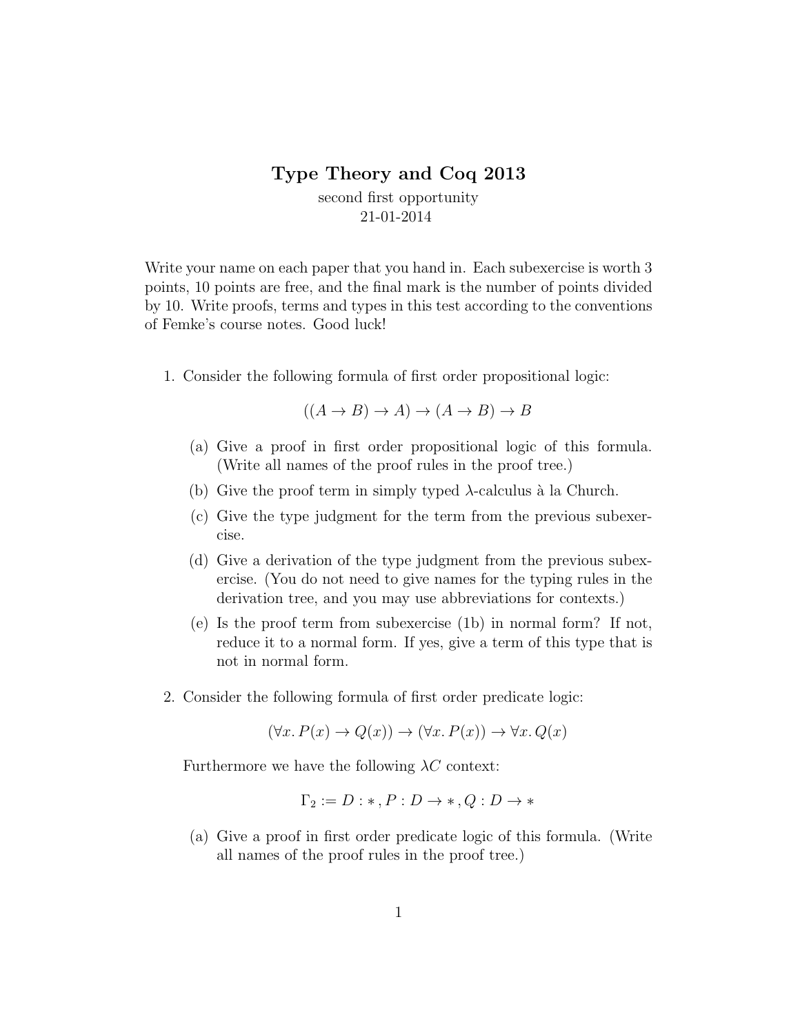# Type Theory and Coq 2013

second first opportunity
21-01-2014

Write your name on each paper that you hand in. Each subexercise is worth 3 points, 10 points are free, and the final mark is the number of points divided by 10. Write proofs, terms and types in this test according to the conventions of Femke's course notes. Good luck!

1. Consider the following formula of first order propositional logic:

$$((A \to B) \to A) \to (A \to B) \to B$$

   (a) Give a proof in first order propositional logic of this formula. (Write all names of the proof rules in the proof tree.)

   (b) Give the proof term in simply typed $\lambda$-calculus à la Church.

   (c) Give the type judgment for the term from the previous subexercise.

   (d) Give a derivation of the type judgment from the previous subexercise. (You do not need to give names for the typing rules in the derivation tree, and you may use abbreviations for contexts.)

   (e) Is the proof term from subexercise (1b) in normal form? If not, reduce it to a normal form. If yes, give a term of this type that is not in normal form.

2. Consider the following formula of first order predicate logic:

$$(\forall x. P(x) \to Q(x)) \to (\forall x. P(x)) \to \forall x. Q(x)$$

   Furthermore we have the following $\lambda C$ context:

$$\Gamma_2 := D : *\,, P : D \to *\,, Q : D \to *$$

   (a) Give a proof in first order predicate logic of this formula. (Write all names of the proof rules in the proof tree.)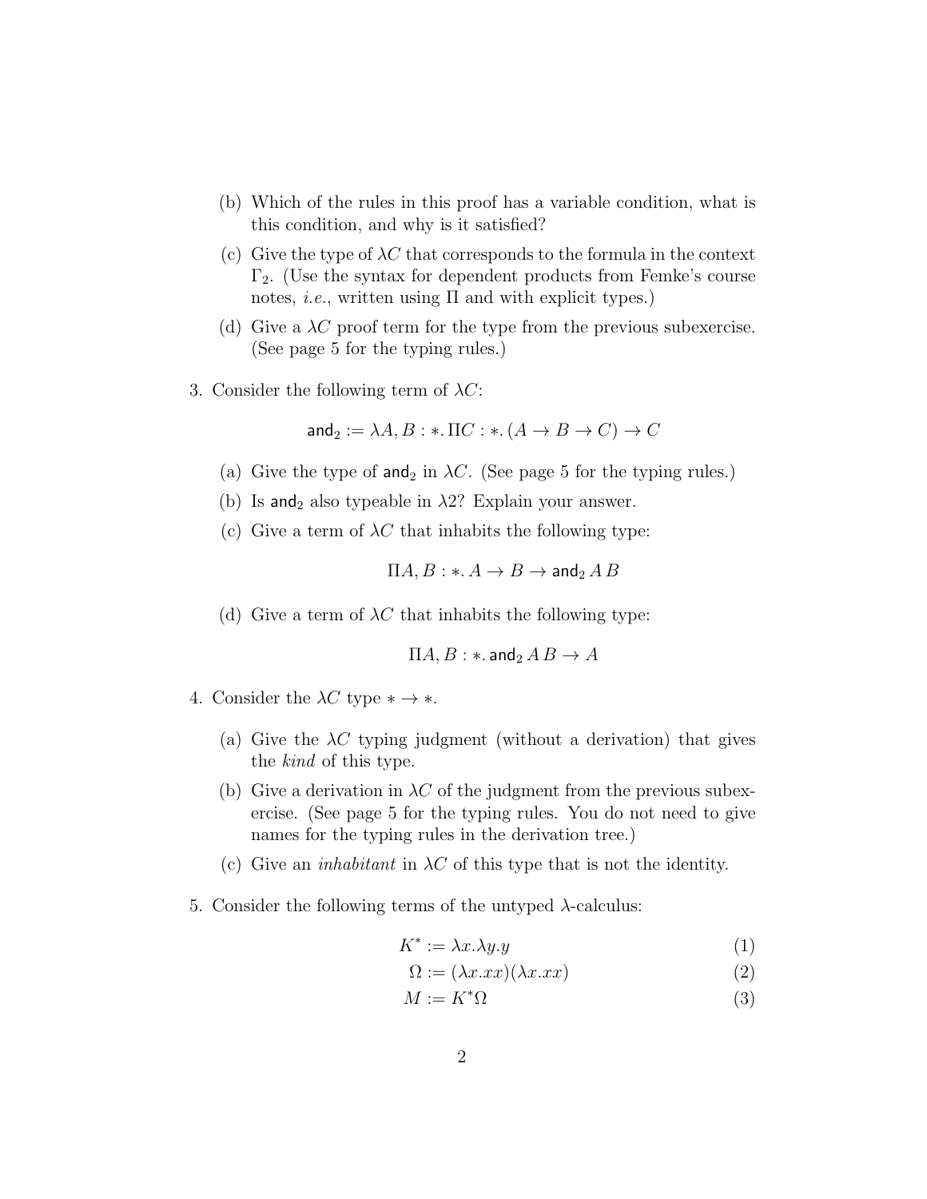(b) Which of the rules in this proof has a variable condition, what is this condition, and why is it satisfied?

(c) Give the type of $\lambda C$ that corresponds to the formula in the context $\Gamma_2$. (Use the syntax for dependent products from Femke's course notes, *i.e.*, written using $\Pi$ and with explicit types.)

(d) Give a $\lambda C$ proof term for the type from the previous subexercise. (See page 5 for the typing rules.)

3. Consider the following term of $\lambda C$:

$$\mathsf{and}_2 := \lambda A, B : *. \, \Pi C : *. \, (A \to B \to C) \to C$$

   (a) Give the type of $\mathsf{and}_2$ in $\lambda C$. (See page 5 for the typing rules.)

   (b) Is $\mathsf{and}_2$ also typeable in $\lambda 2$? Explain your answer.

   (c) Give a term of $\lambda C$ that inhabits the following type:

$$\Pi A, B : *. \, A \to B \to \mathsf{and}_2 \, A \, B$$

   (d) Give a term of $\lambda C$ that inhabits the following type:

$$\Pi A, B : *. \, \mathsf{and}_2 \, A \, B \to A$$

4. Consider the $\lambda C$ type $* \to *$.

   (a) Give the $\lambda C$ typing judgment (without a derivation) that gives the *kind* of this type.

   (b) Give a derivation in $\lambda C$ of the judgment from the previous subexercise. (See page 5 for the typing rules. You do not need to give names for the typing rules in the derivation tree.)

   (c) Give an *inhabitant* in $\lambda C$ of this type that is not the identity.

5. Consider the following terms of the untyped $\lambda$-calculus:

$$K^* := \lambda x. \lambda y. y \tag{1}$$

$$\Omega := (\lambda x. xx)(\lambda x. xx) \tag{2}$$

$$M := K^* \Omega \tag{3}$$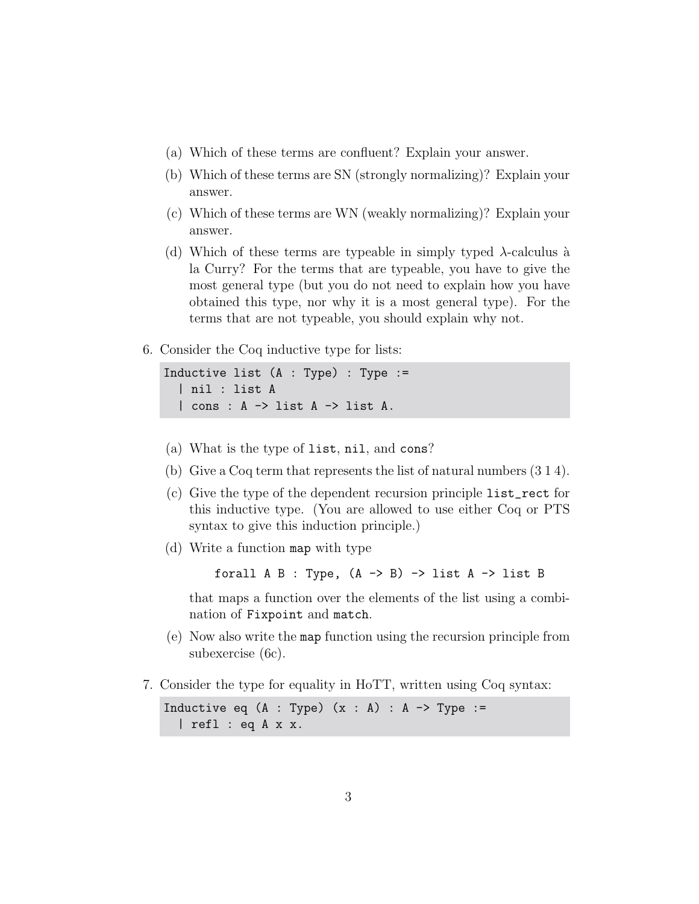(a) Which of these terms are confluent? Explain your answer.

(b) Which of these terms are SN (strongly normalizing)? Explain your answer.

(c) Which of these terms are WN (weakly normalizing)? Explain your answer.

(d) Which of these terms are typeable in simply typed $\lambda$-calculus à la Curry? For the terms that are typeable, you have to give the most general type (but you do not need to explain how you have obtained this type, nor why it is a most general type). For the terms that are not typeable, you should explain why not.

6. Consider the Coq inductive type for lists:

```
Inductive list (A : Type) : Type :=
  | nil : list A
  | cons : A -> list A -> list A.
```

(a) What is the type of `list`, `nil`, and `cons`?

(b) Give a Coq term that represents the list of natural numbers (3 1 4).

(c) Give the type of the dependent recursion principle `list_rect` for this inductive type. (You are allowed to use either Coq or PTS syntax to give this induction principle.)

(d) Write a function `map` with type

```
forall A B : Type, (A -> B) -> list A -> list B
```

that maps a function over the elements of the list using a combination of `Fixpoint` and `match`.

(e) Now also write the `map` function using the recursion principle from subexercise (6c).

7. Consider the type for equality in HoTT, written using Coq syntax:

```
Inductive eq (A : Type) (x : A) : A -> Type :=
  | refl : eq A x x.
```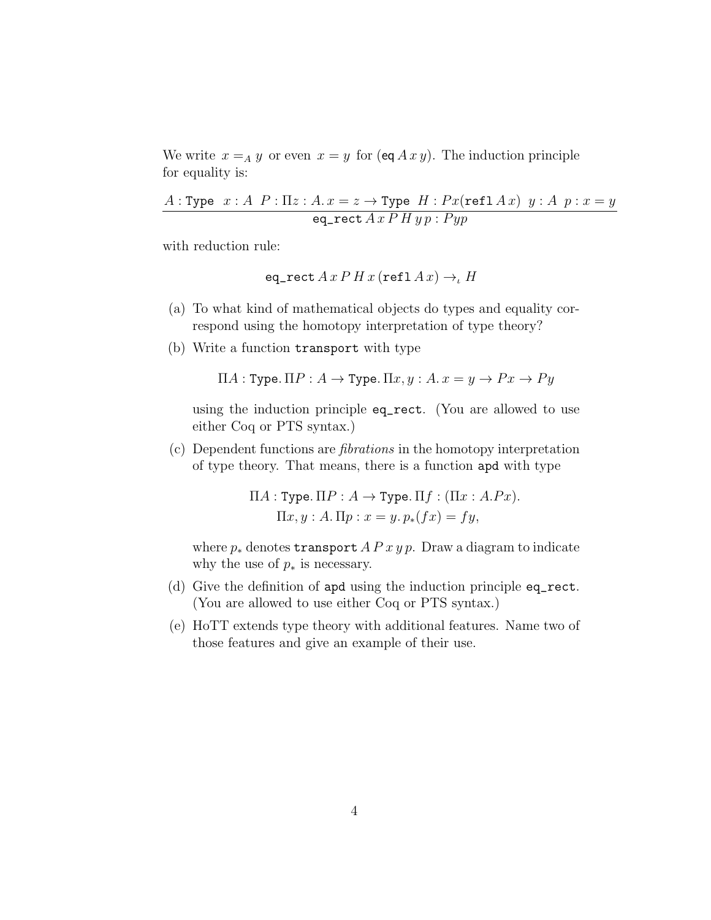We write $x =_A y$ or even $x = y$ for $(\texttt{eq}\, A\, x\, y)$. The induction principle for equality is:

$$\frac{A : \texttt{Type} \quad x : A \quad P : \Pi z : A.\, x = z \to \texttt{Type} \quad H : P x (\texttt{refl}\, A\, x) \quad y : A \quad p : x = y}{\texttt{eq\_rect}\, A\, x\, P\, H\, y\, p : P y p}$$

with reduction rule:

$$\texttt{eq\_rect}\, A\, x\, P\, H\, x\, (\texttt{refl}\, A\, x) \to_\iota H$$

(a) To what kind of mathematical objects do types and equality correspond using the homotopy interpretation of type theory?

(b) Write a function `transport` with type

$$\Pi A : \texttt{Type}.\, \Pi P : A \to \texttt{Type}.\, \Pi x, y : A.\, x = y \to P x \to P y$$

using the induction principle `eq_rect`. (You are allowed to use either Coq or PTS syntax.)

(c) Dependent functions are *fibrations* in the homotopy interpretation of type theory. That means, there is a function `apd` with type

$$\Pi A : \texttt{Type}.\, \Pi P : A \to \texttt{Type}.\, \Pi f : (\Pi x : A. P x).$$
$$\Pi x, y : A.\, \Pi p : x = y.\, p_*(f x) = f y,$$

where $p_*$ denotes $\texttt{transport}\, A\, P\, x\, y\, p$. Draw a diagram to indicate why the use of $p_*$ is necessary.

(d) Give the definition of `apd` using the induction principle `eq_rect`. (You are allowed to use either Coq or PTS syntax.)

(e) HoTT extends type theory with additional features. Name two of those features and give an example of their use.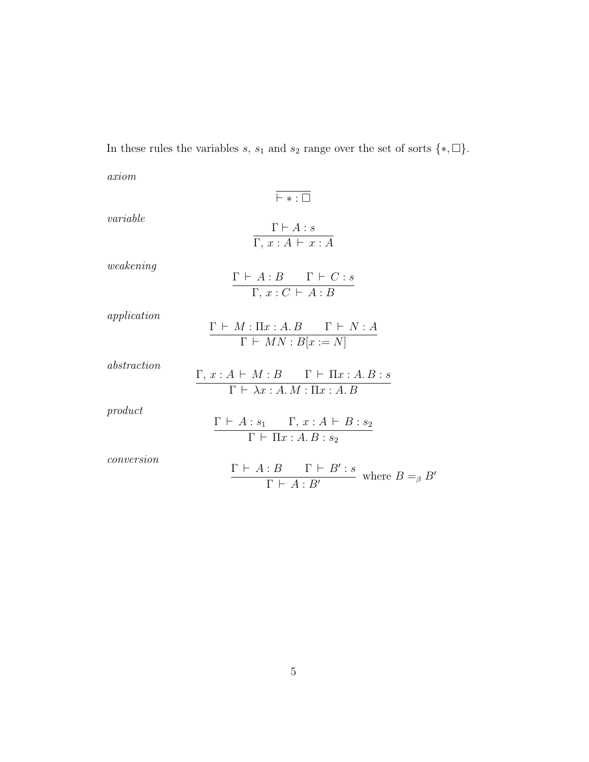In these rules the variables $s$, $s_1$ and $s_2$ range over the set of sorts $\{*, \square\}$.

*axiom*

$$\frac{}{\vdash * : \square}$$

*variable*

$$\frac{\Gamma \vdash A : s}{\Gamma,\, x : A \,\vdash\, x : A}$$

*weakening*

$$\frac{\Gamma \,\vdash\, A : B \qquad \Gamma \,\vdash\, C : s}{\Gamma,\, x : C \,\vdash\, A : B}$$

*application*

$$\frac{\Gamma \,\vdash\, M : \Pi x : A.\, B \qquad \Gamma \,\vdash\, N : A}{\Gamma \,\vdash\, MN : B[x := N]}$$

*abstraction*

$$\frac{\Gamma,\, x : A \,\vdash\, M : B \qquad \Gamma \,\vdash\, \Pi x : A.\, B : s}{\Gamma \,\vdash\, \lambda x : A.\, M : \Pi x : A.\, B}$$

*product*

$$\frac{\Gamma \,\vdash\, A : s_1 \qquad \Gamma,\, x : A \,\vdash\, B : s_2}{\Gamma \,\vdash\, \Pi x : A.\, B : s_2}$$

*conversion*

$$\frac{\Gamma \,\vdash\, A : B \qquad \Gamma \,\vdash\, B' : s}{\Gamma \,\vdash\, A : B'} \text{ where } B =_\beta B'$$